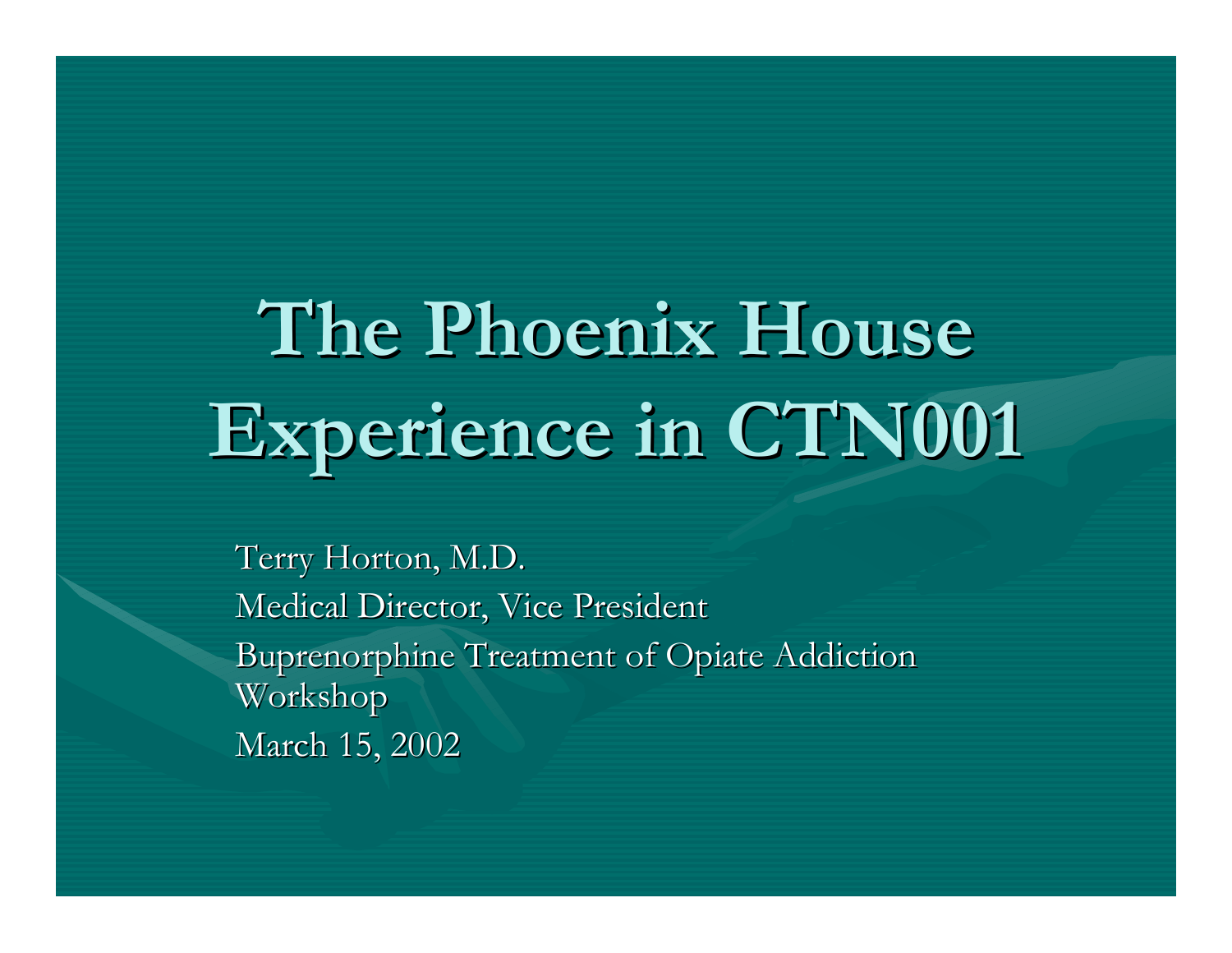# The Phoenix House Experience in CTN001

Terry Horton, M.D.

Medical Director, Vice President

Buprenorphine Treatment of Opiate Addiction Workshop

March 15, 2002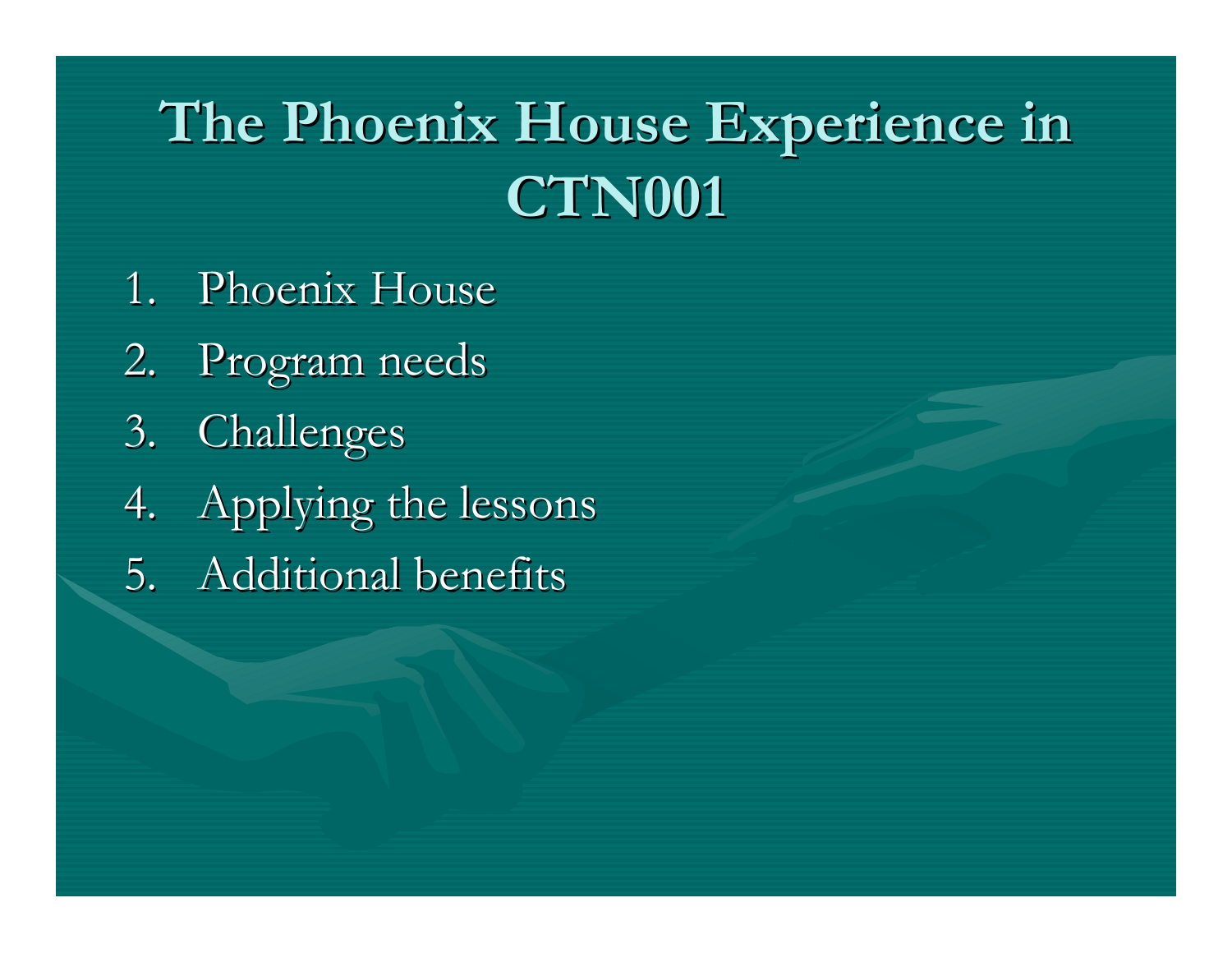# The Phoenix House Experience in CTN001

1. Phoenix House
2. Program needs
3. Challenges
4. Applying the lessons
5. Additional benefits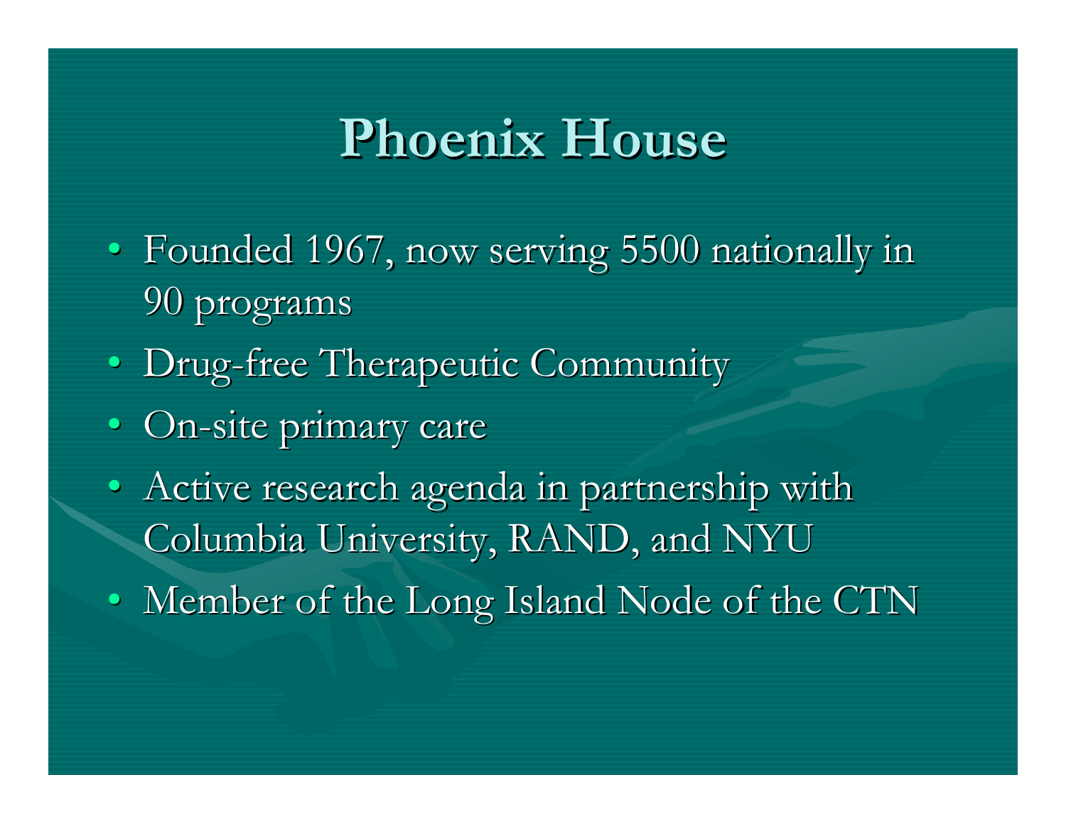# Phoenix House

- Founded 1967, now serving 5500 nationally in 90 programs
- Drug-free Therapeutic Community
- On-site primary care
- Active research agenda in partnership with Columbia University, RAND, and NYU
- Member of the Long Island Node of the CTN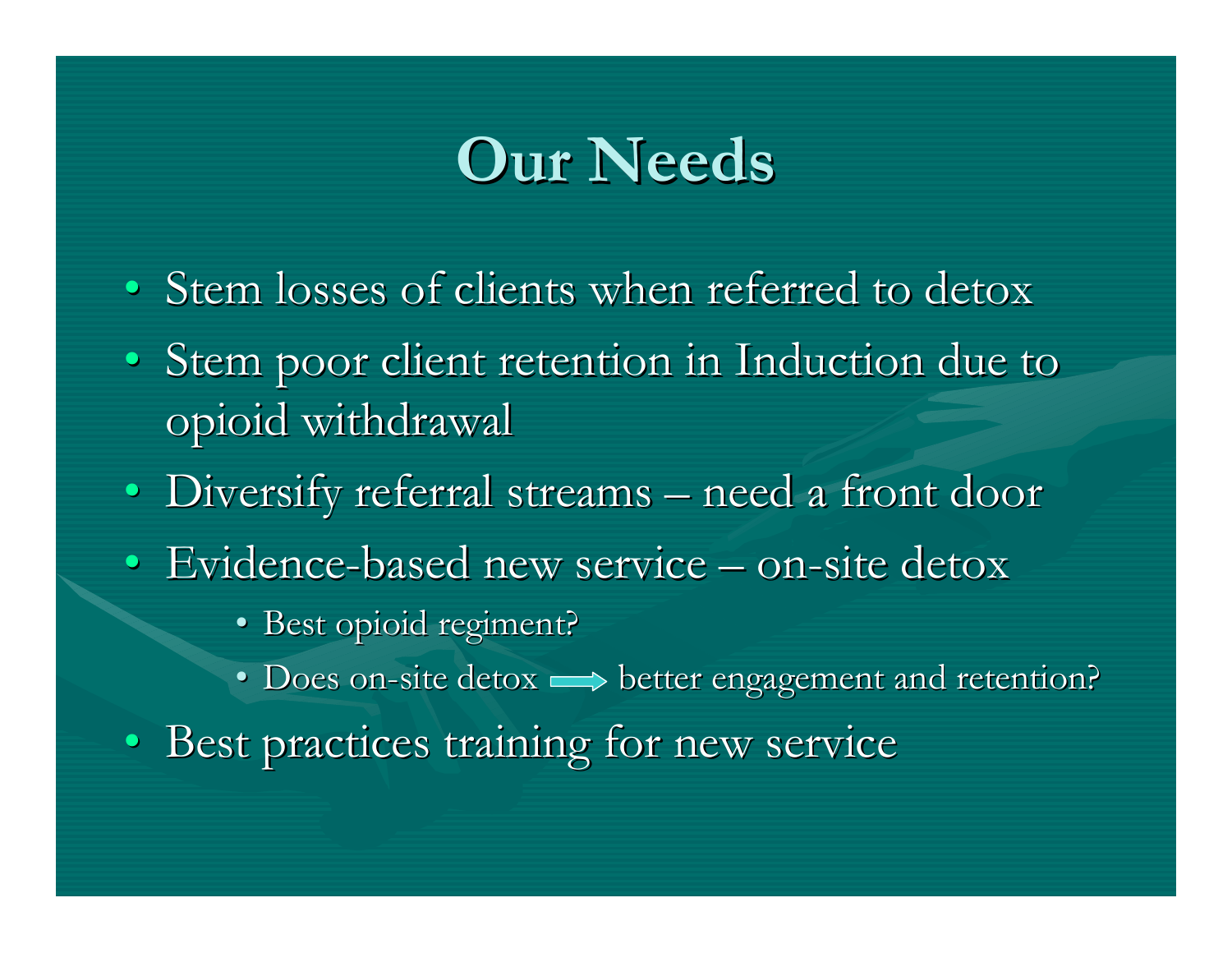# Our Needs

- Stem losses of clients when referred to detox
- Stem poor client retention in Induction due to opioid withdrawal
- Diversify referral streams – need a front door
- Evidence-based new service – on-site detox
  - Best opioid regiment?
  - Does on-site detox → better engagement and retention?
- Best practices training for new service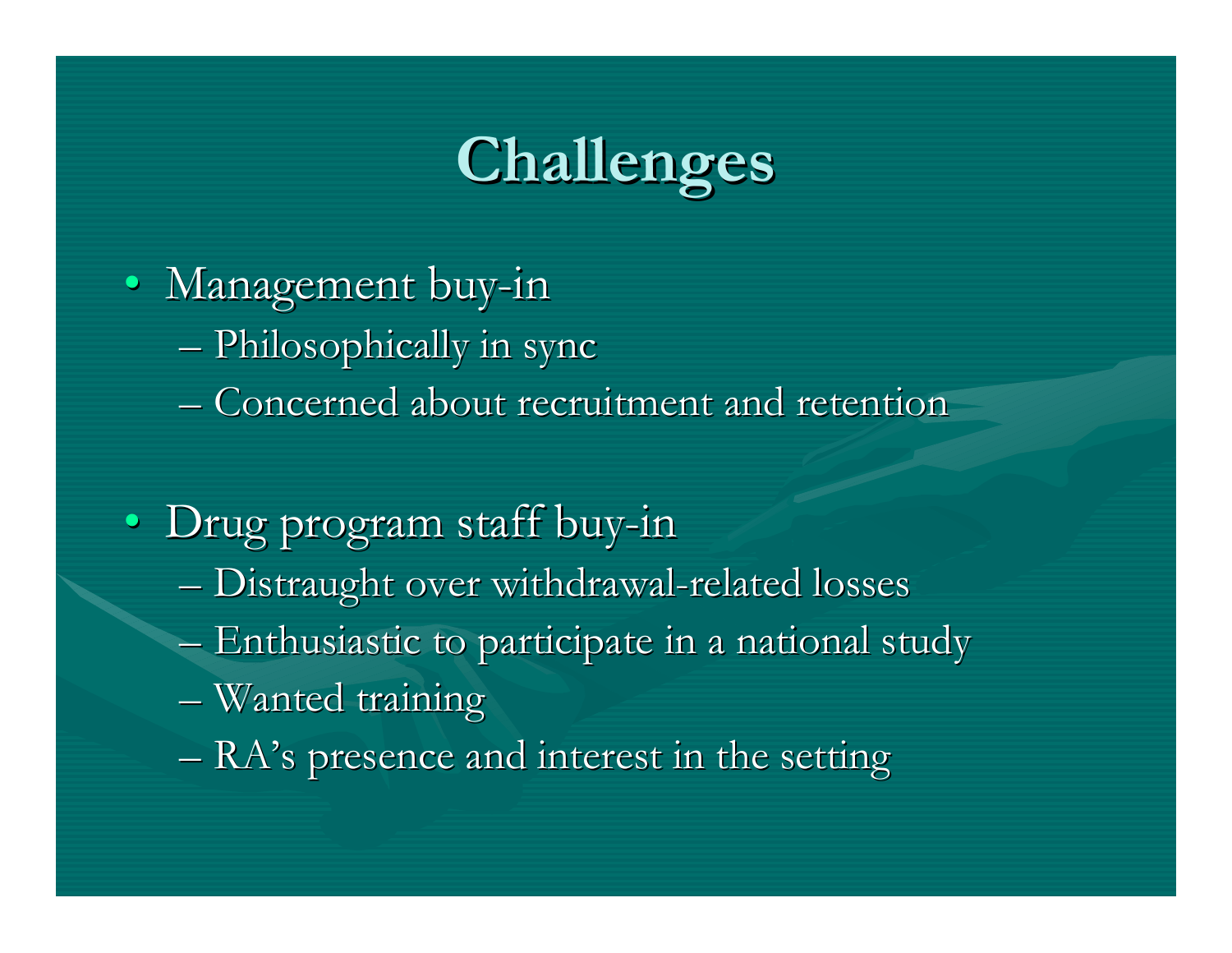# Challenges

- Management buy-in
  - Philosophically in sync
  - Concerned about recruitment and retention

- Drug program staff buy-in
  - Distraught over withdrawal-related losses
  - Enthusiastic to participate in a national study
  - Wanted training
  - RA's presence and interest in the setting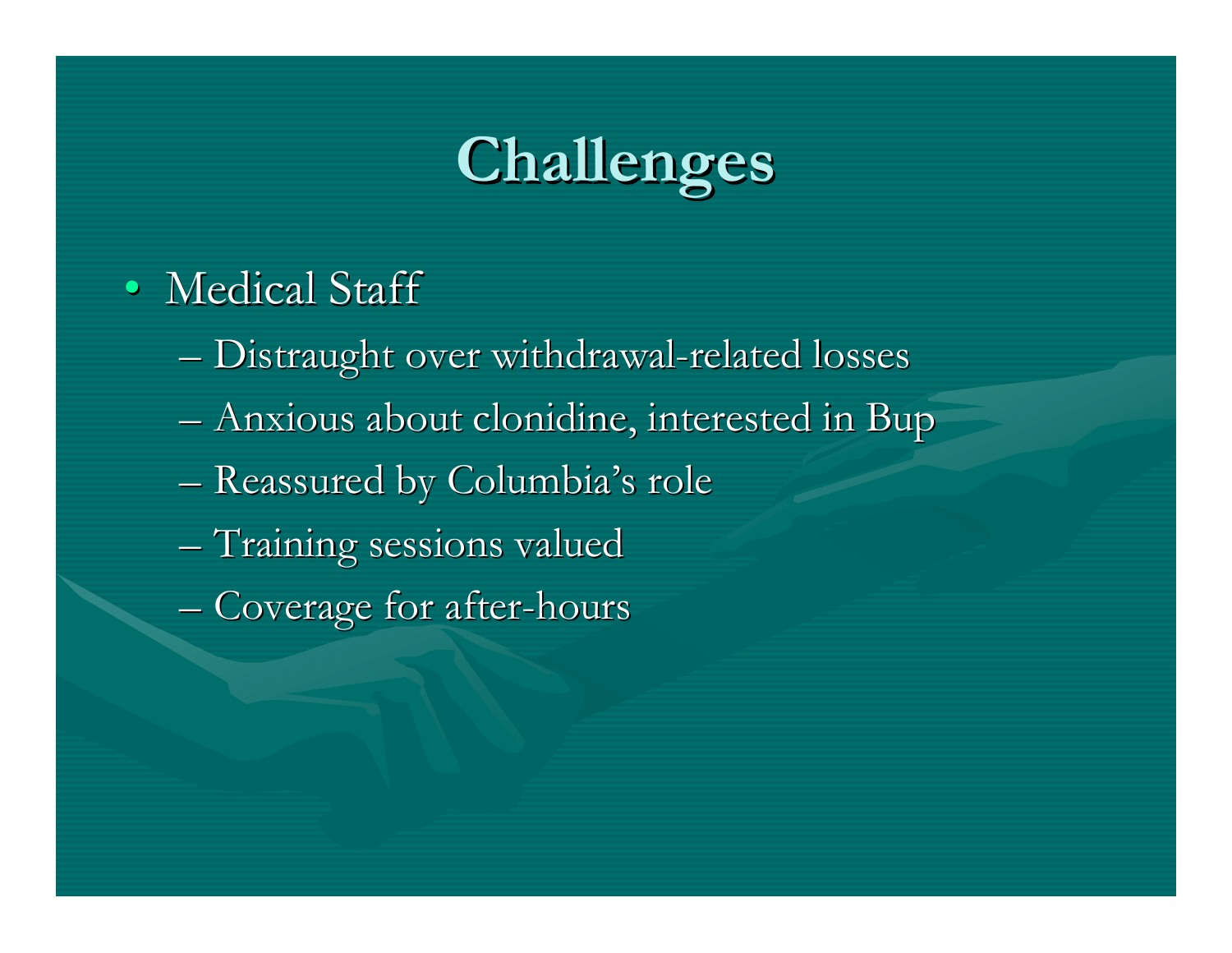# Challenges

- Medical Staff
  - Distraught over withdrawal-related losses
  - Anxious about clonidine, interested in Bup
  - Reassured by Columbia's role
  - Training sessions valued
  - Coverage for after-hours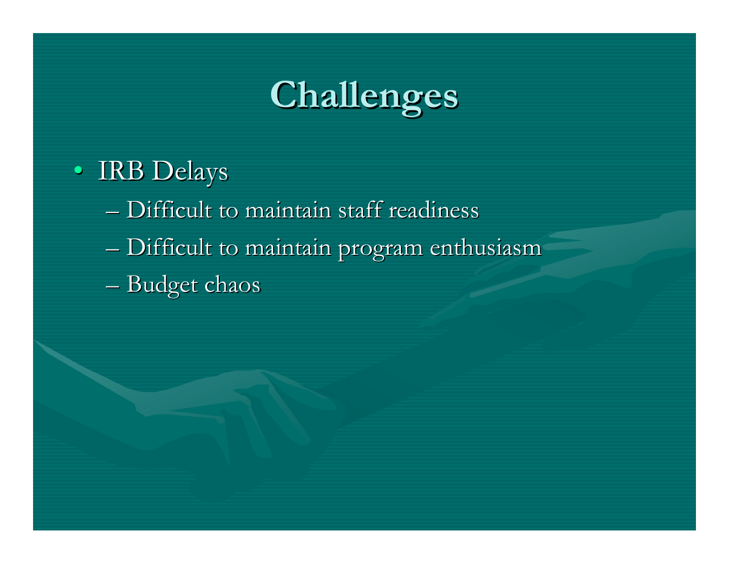# Challenges

- IRB Delays
  - Difficult to maintain staff readiness
  - Difficult to maintain program enthusiasm
  - Budget chaos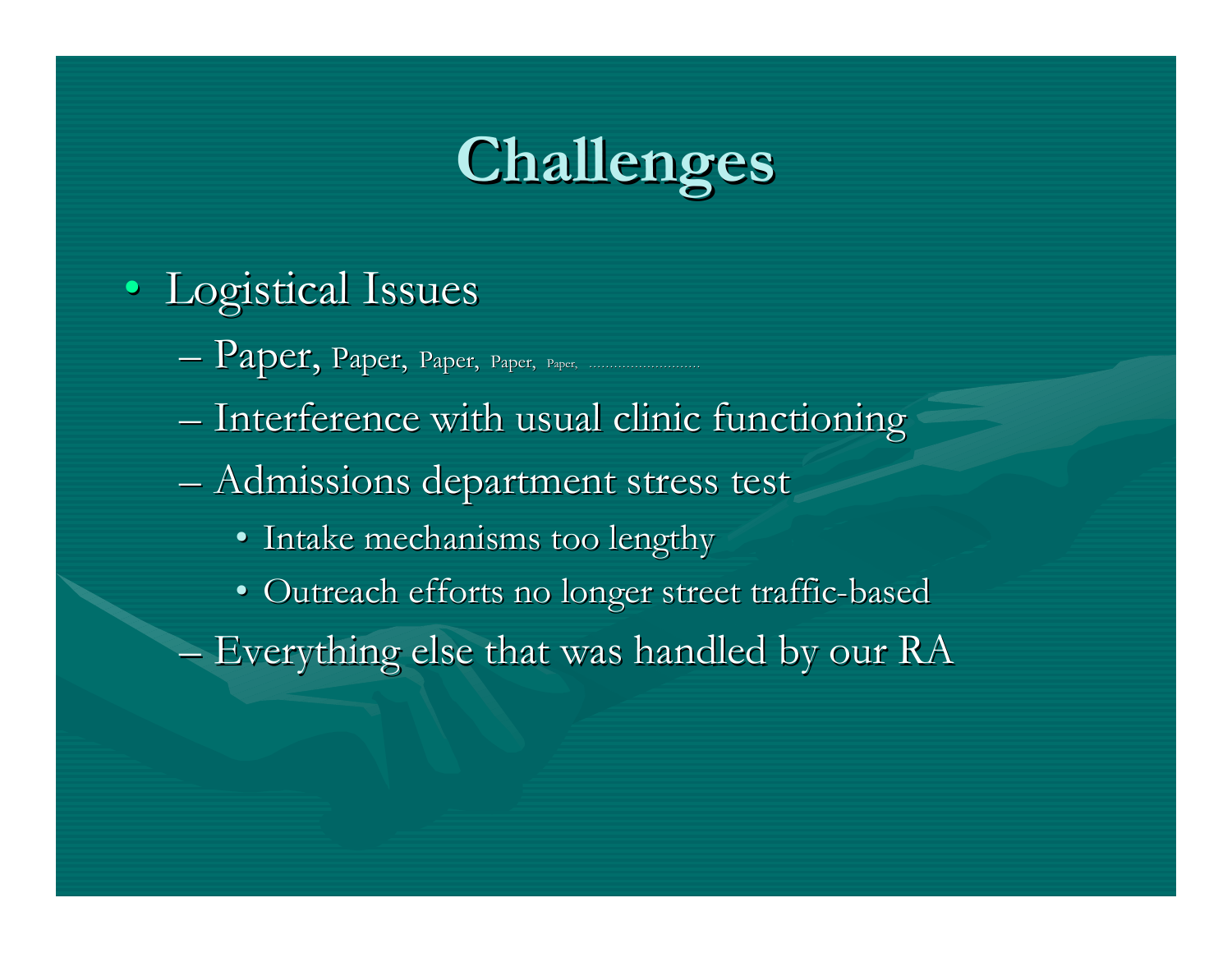# Challenges

- Logistical Issues
  - Paper, Paper, Paper, Paper, Paper, ..........................
  - Interference with usual clinic functioning
  - Admissions department stress test
    - Intake mechanisms too lengthy
    - Outreach efforts no longer street traffic-based
  - Everything else that was handled by our RA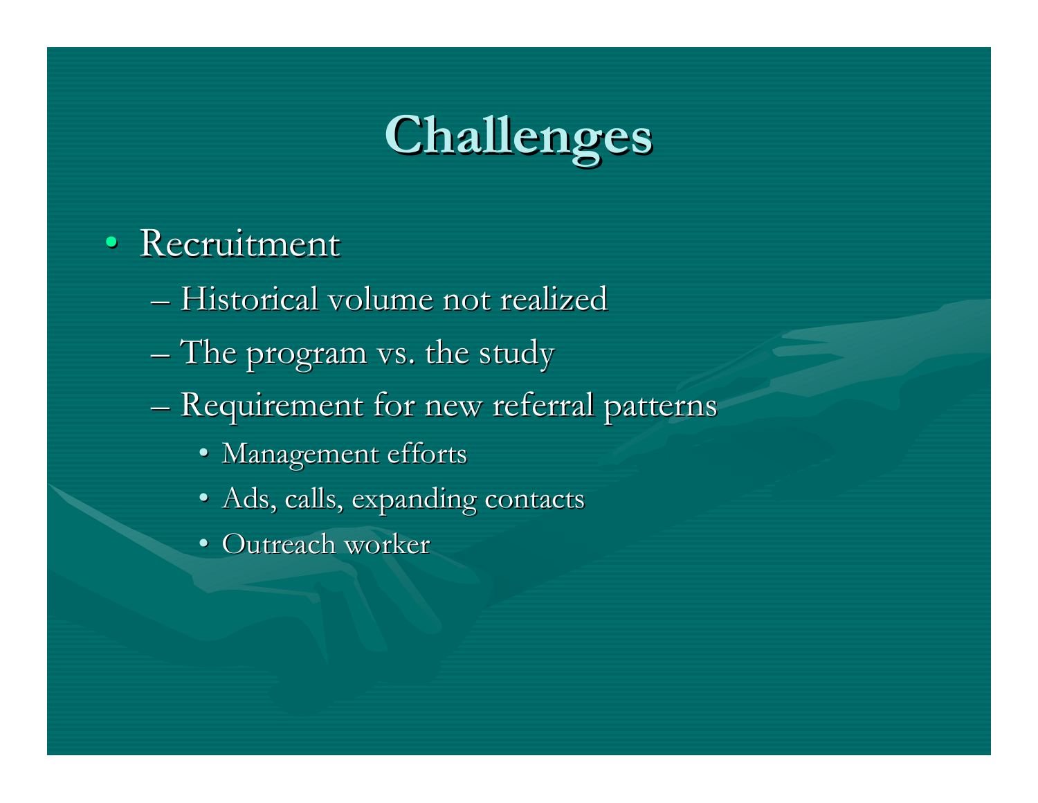# Challenges

- Recruitment
  - Historical volume not realized
  - The program vs. the study
  - Requirement for new referral patterns
    - Management efforts
    - Ads, calls, expanding contacts
    - Outreach worker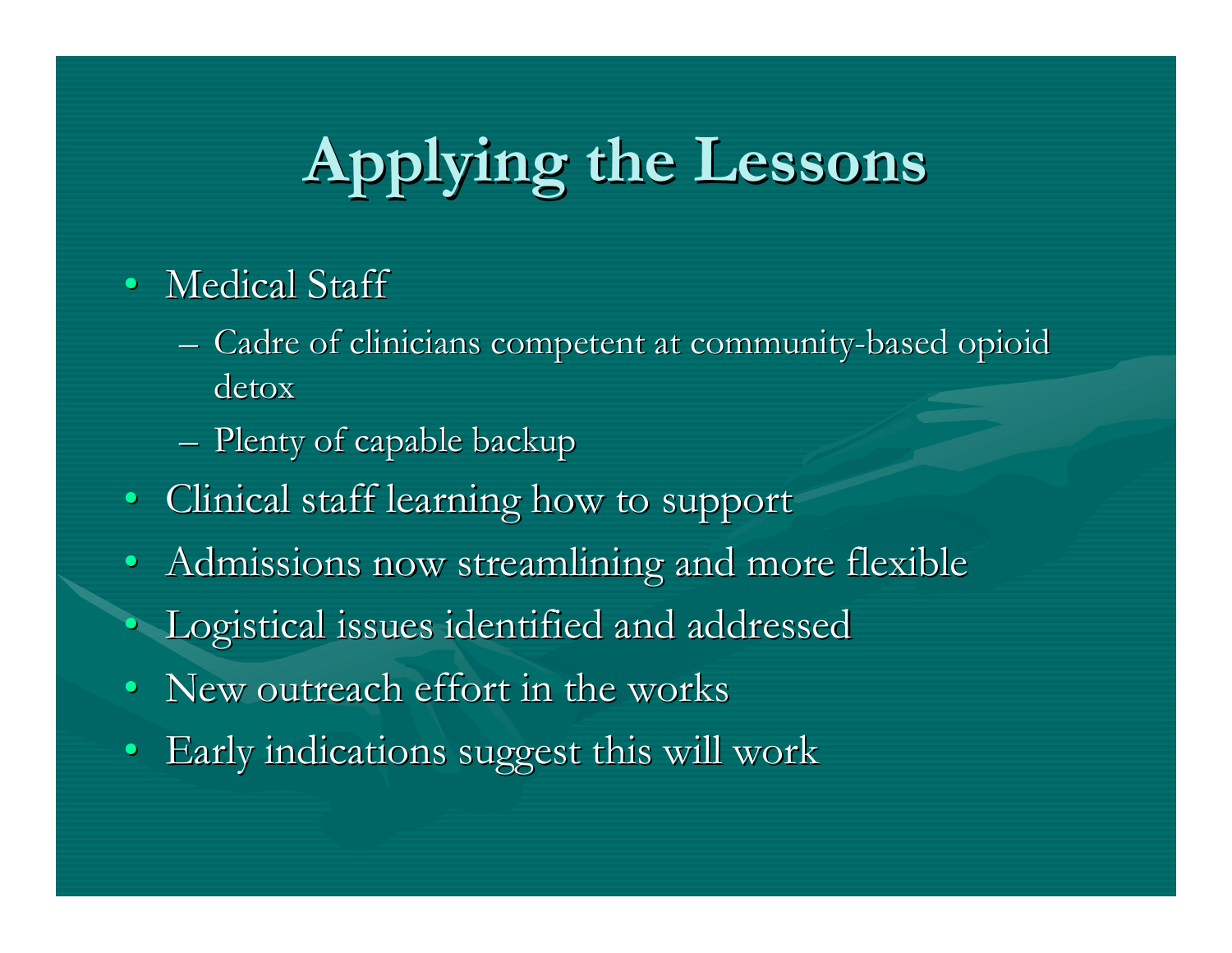# Applying the Lessons

- Medical Staff
  - Cadre of clinicians competent at community-based opioid detox
  - Plenty of capable backup
- Clinical staff learning how to support
- Admissions now streamlining and more flexible
- Logistical issues identified and addressed
- New outreach effort in the works
- Early indications suggest this will work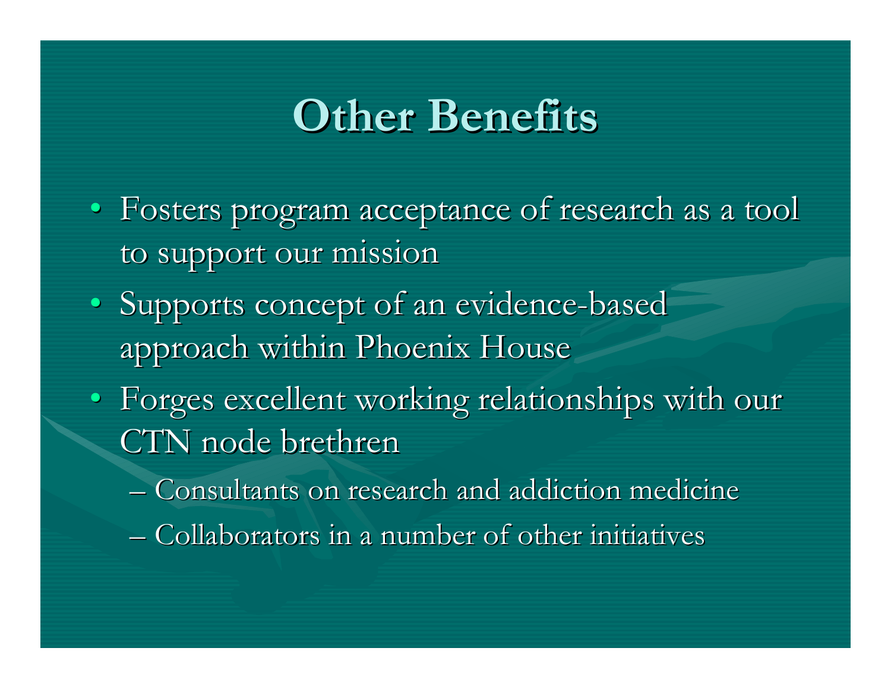# Other Benefits

- Fosters program acceptance of research as a tool to support our mission
- Supports concept of an evidence-based approach within Phoenix House
- Forges excellent working relationships with our CTN node brethren
  - Consultants on research and addiction medicine
  - Collaborators in a number of other initiatives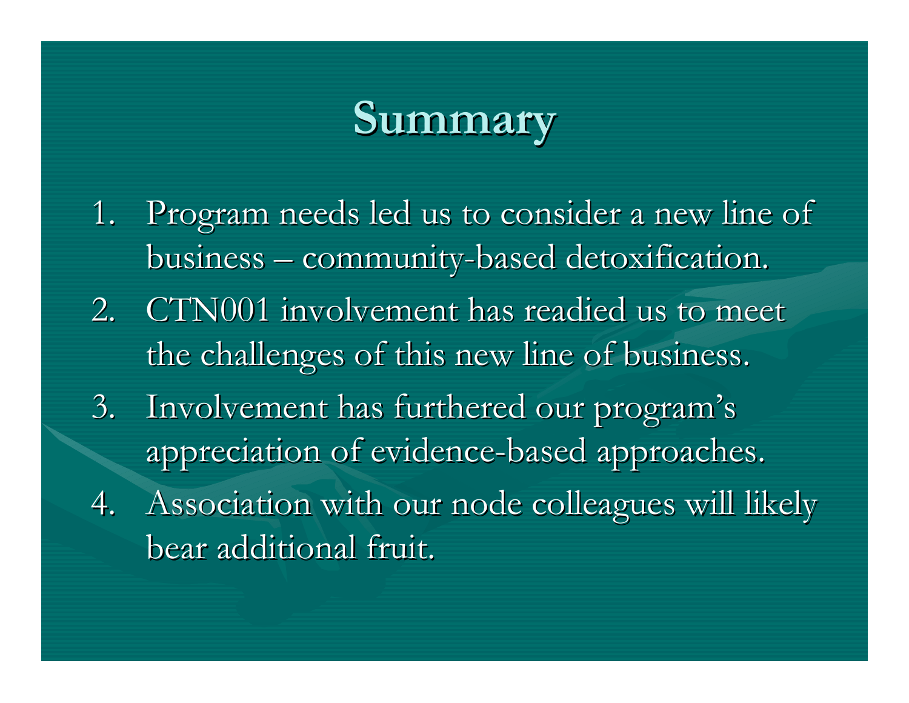# Summary

1. Program needs led us to consider a new line of business – community-based detoxification.
2. CTN001 involvement has readied us to meet the challenges of this new line of business.
3. Involvement has furthered our program's appreciation of evidence-based approaches.
4. Association with our node colleagues will likely bear additional fruit.